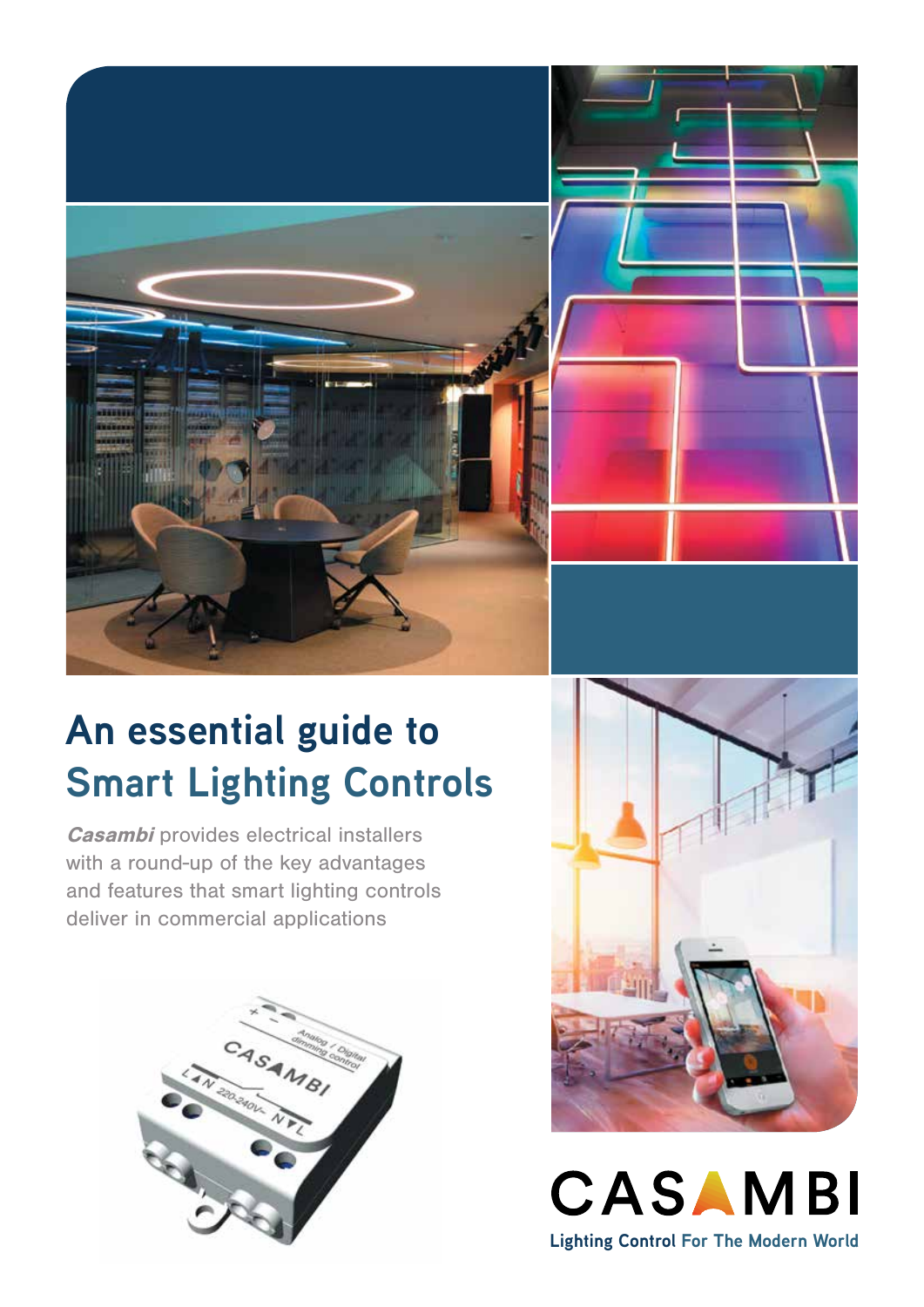# An essential guide to Smart Lighting Controls

***Casambi*** provides electrical installers with a round-up of the key advantages and features that smart lighting controls deliver in commercial applications

CASAMBI

Lighting Control For The Modern World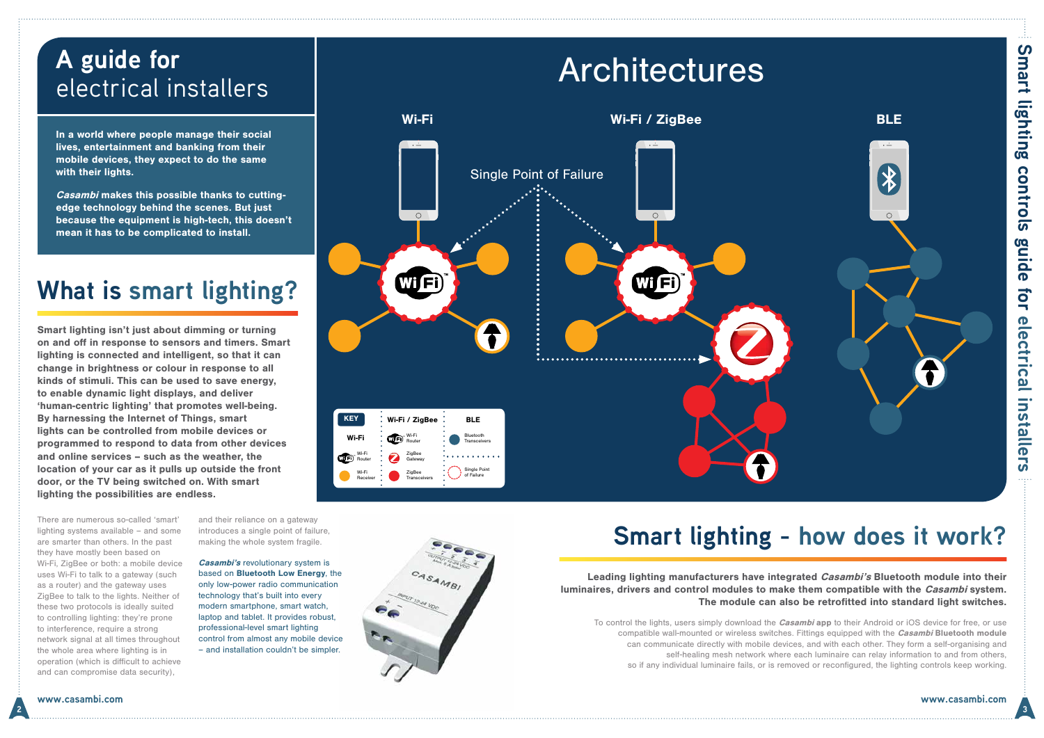# A guide for electrical installers

**In a world where people manage their social lives, entertainment and banking from their mobile devices, they expect to do the same with their lights.**

***Casambi*** **makes this possible thanks to cutting-edge technology behind the scenes. But just because the equipment is high-tech, this doesn't mean it has to be complicated to install.**

## What is smart lighting?

**Smart lighting isn't just about dimming or turning on and off in response to sensors and timers. Smart lighting is connected and intelligent, so that it can change in brightness or colour in response to all kinds of stimuli. This can be used to save energy, to enable dynamic light displays, and deliver 'human-centric lighting' that promotes well-being. By harnessing the Internet of Things, smart lights can be controlled from mobile devices or programmed to respond to data from other devices and online services – such as the weather, the location of your car as it pulls up outside the front door, or the TV being switched on. With smart lighting the possibilities are endless.**

There are numerous so-called 'smart' lighting systems available – and some are smarter than others. In the past they have mostly been based on Wi-Fi, ZigBee or both: a mobile device uses Wi-Fi to talk to a gateway (such as a router) and the gateway uses ZigBee to talk to the lights. Neither of these two protocols is ideally suited to controlling lighting: they're prone to interference, require a strong network signal at all times throughout the whole area where lighting is in operation (which is difficult to achieve and can compromise data security), and their reliance on a gateway introduces a single point of failure, making the whole system fragile.

***Casambi's*** revolutionary system is based on **Bluetooth Low Energy**, the only low-power radio communication technology that's built into every modern smartphone, smart watch, laptop and tablet. It provides robust, professional-level smart lighting control from almost any mobile device – and installation couldn't be simpler.

# Architectures

Wi-Fi | Wi-Fi / ZigBee | BLE

Single Point of Failure

| KEY | Wi-Fi / ZigBee | BLE |
|---|---|---|
| Wi-Fi | Wi-Fi Router | Bluetooth Transceivers |
| Wi-Fi Router | ZigBee Gateway | Single Point of Failure |
| Wi-Fi Receiver | ZigBee Transceivers | |

## Smart lighting - how does it work?

**Leading lighting manufacturers have integrated *Casambi's* Bluetooth module into their luminaires, drivers and control modules to make them compatible with the *Casambi* system. The module can also be retrofitted into standard light switches.**

To control the lights, users simply download the ***Casambi* app** to their Android or iOS device for free, or use compatible wall-mounted or wireless switches. Fittings equipped with the ***Casambi* Bluetooth module** can communicate directly with mobile devices, and with each other. They form a self-organising and self-healing mesh network where each luminaire can relay information to and from others, so if any individual luminaire fails, or is removed or reconfigured, the lighting controls keep working.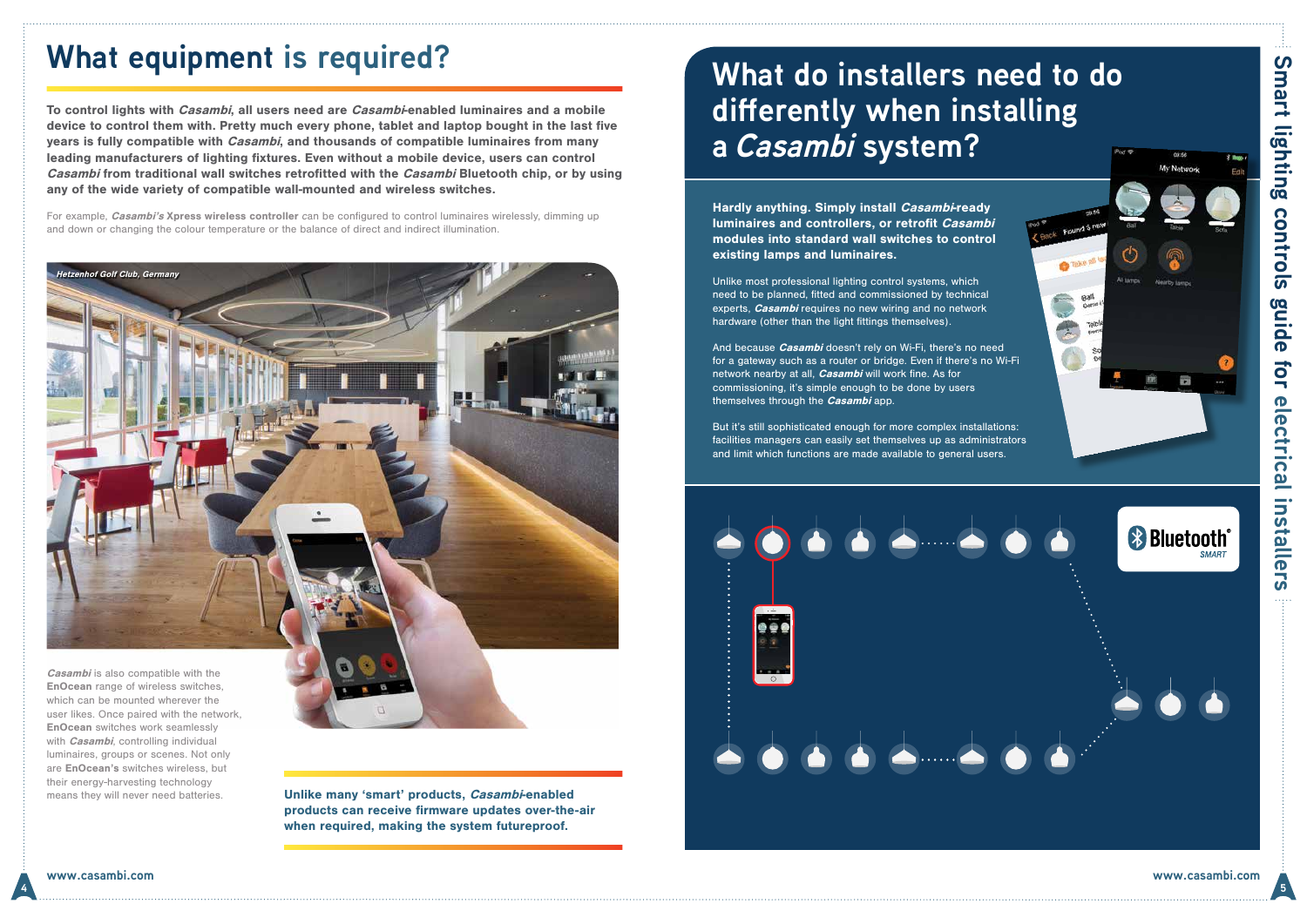# What equipment is required?

**To control lights with *Casambi*, all users need are *Casambi*-enabled luminaires and a mobile device to control them with. Pretty much every phone, tablet and laptop bought in the last five years is fully compatible with *Casambi*, and thousands of compatible luminaires from many leading manufacturers of lighting fixtures. Even without a mobile device, users can control *Casambi* from traditional wall switches retrofitted with the *Casambi* Bluetooth chip, or by using any of the wide variety of compatible wall-mounted and wireless switches.**

For example, ***Casambi's* Xpress wireless controller** can be configured to control luminaires wirelessly, dimming up and down or changing the colour temperature or the balance of direct and indirect illumination.

*Hetzenhof Golf Club, Germany*

***Casambi*** is also compatible with the **EnOcean** range of wireless switches, which can be mounted wherever the user likes. Once paired with the network, **EnOcean** switches work seamlessly with ***Casambi***, controlling individual luminaires, groups or scenes. Not only are **EnOcean's** switches wireless, but their energy-harvesting technology means they will never need batteries.

**Unlike many 'smart' products, *Casambi*-enabled products can receive firmware updates over-the-air when required, making the system futureproof.**

# What do installers need to do differently when installing a *Casambi* system?

**Hardly anything. Simply install *Casambi*-ready luminaires and controllers, or retrofit *Casambi* modules into standard wall switches to control existing lamps and luminaires.**

Unlike most professional lighting control systems, which need to be planned, fitted and commissioned by technical experts, ***Casambi*** requires no new wiring and no network hardware (other than the light fittings themselves).

And because ***Casambi*** doesn't rely on Wi-Fi, there's no need for a gateway such as a router or bridge. Even if there's no Wi-Fi network nearby at all, ***Casambi*** will work fine. As for commissioning, it's simple enough to be done by users themselves through the ***Casambi*** app.

But it's still sophisticated enough for more complex installations: facilities managers can easily set themselves up as administrators and limit which functions are made available to general users.

Bluetooth® SMART

www.casambi.com

www.casambi.com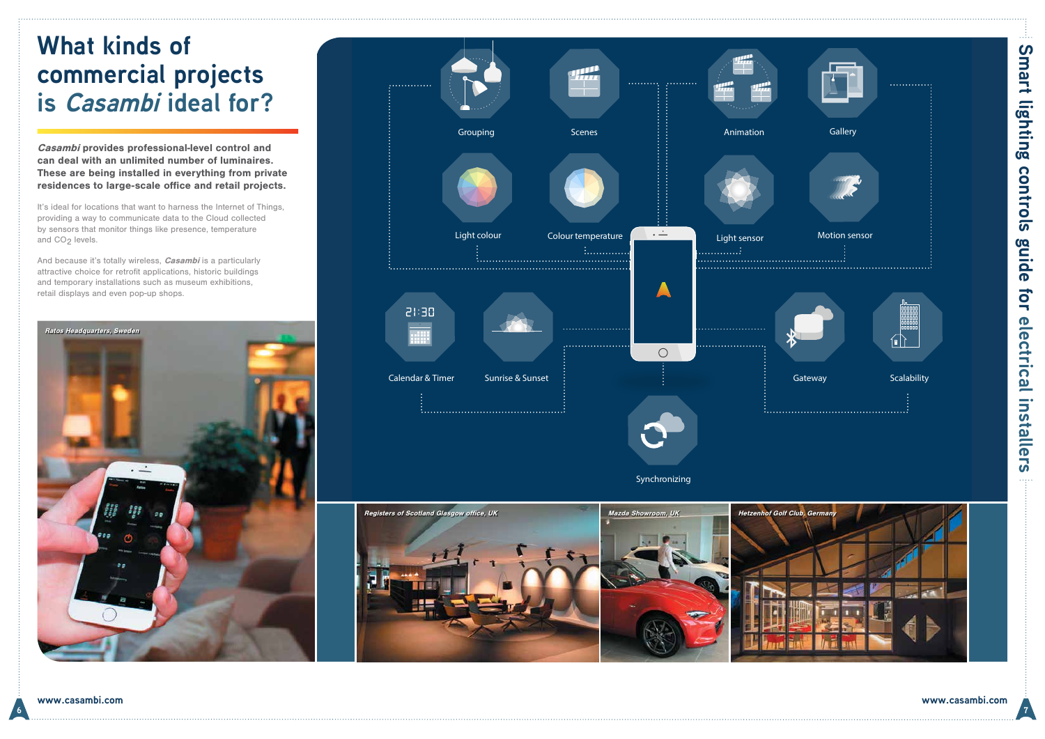# What kinds of commercial projects is *Casambi* ideal for?

***Casambi*** **provides professional-level control and can deal with an unlimited number of luminaires. These are being installed in everything from private residences to large-scale office and retail projects.**

It's ideal for locations that want to harness the Internet of Things, providing a way to communicate data to the Cloud collected by sensors that monitor things like presence, temperature and $CO_2$ levels.

And because it's totally wireless, ***Casambi*** is a particularly attractive choice for retrofit applications, historic buildings and temporary installations such as museum exhibitions, retail displays and even pop-up shops.

*Ratos Headquarters, Sweden*

Grouping

Scenes

Animation

Gallery

Light colour

Colour temperature

Light sensor

Motion sensor

Calendar & Timer

Sunrise & Sunset

Gateway

Scalability

Synchronizing

*Registers of Scotland Glasgow office, UK*

*Mazda Showroom, UK*

*Hetzenhof Golf Club, Germany*

www.casambi.com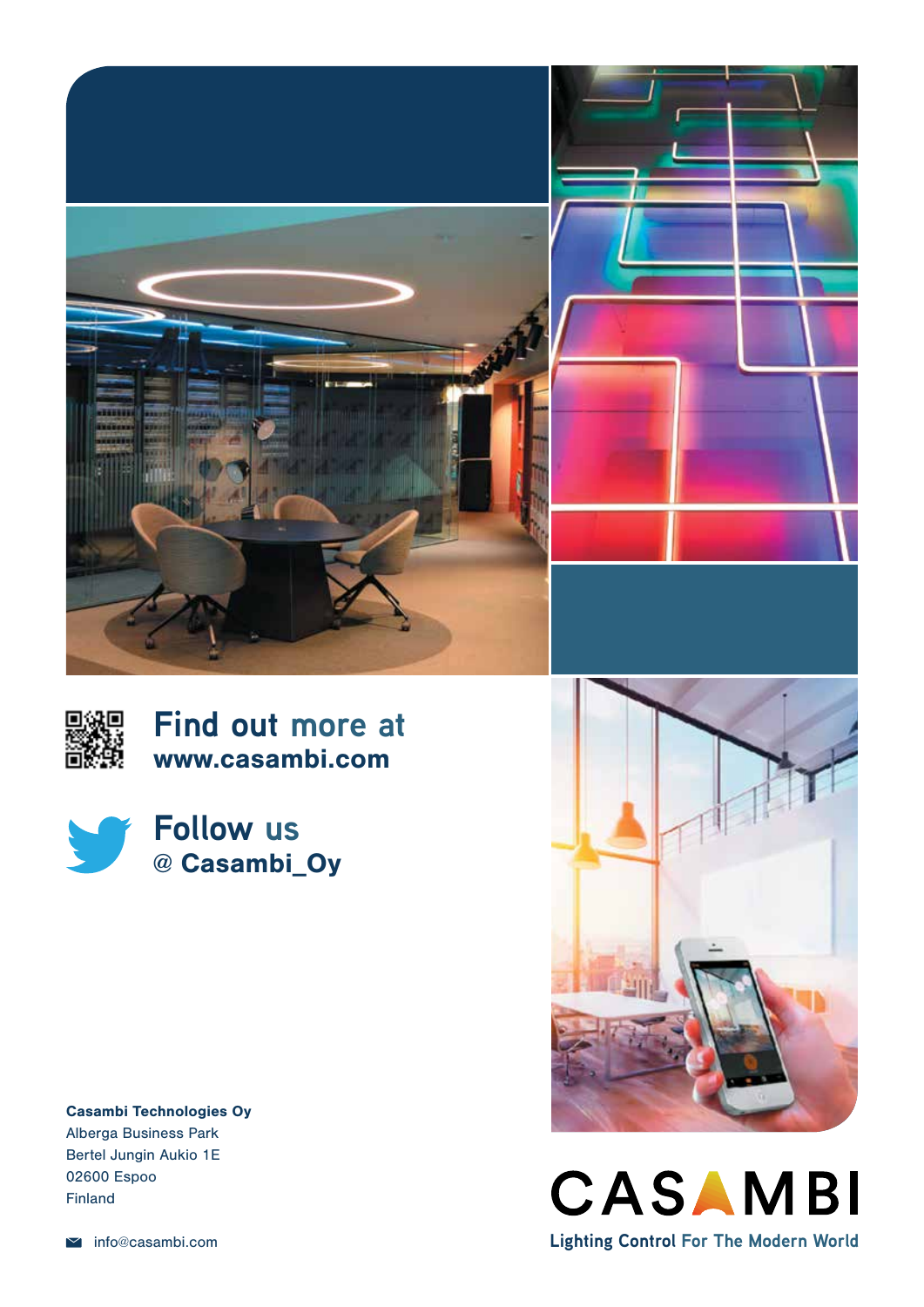**Find out more at**
**www.casambi.com**

**Follow us**
**@ Casambi_Oy**

**Casambi Technologies Oy**
Alberga Business Park
Bertel Jungin Aukio 1E
02600 Espoo
Finland

info@casambi.com

CASAMBI
Lighting Control For The Modern World